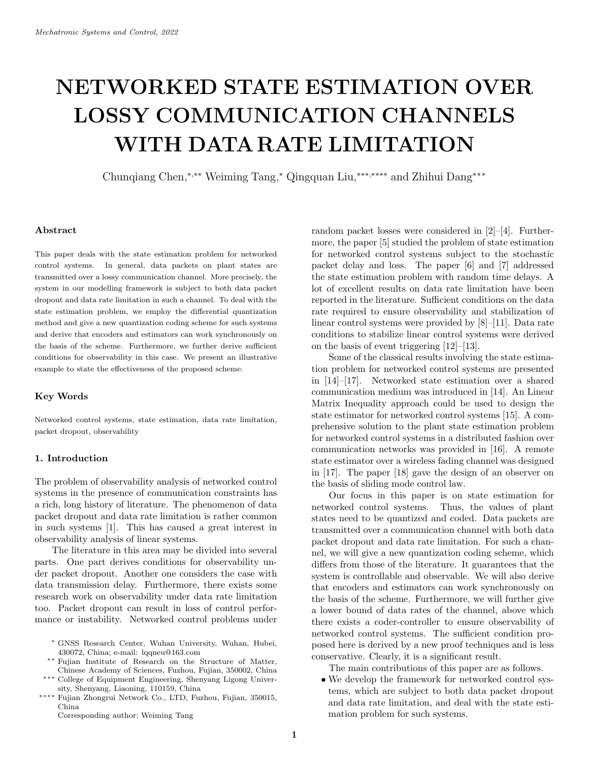# NETWORKED STATE ESTIMATION OVER LOSSY COMMUNICATION CHANNELS WITH DATA RATE LIMITATION

Chunqiang Chen,[*,**] Weiming Tang,[*] Qingquan Liu,[***,****] and Zhihui Dang[***]

### Abstract

This paper deals with the state estimation problem for networked control systems. In general, data packets on plant states are transmitted over a lossy communication channel. More precisely, the system in our modelling framework is subject to both data packet dropout and data rate limitation in such a channel. To deal with the state estimation problem, we employ the differential quantization method and give a new quantization coding scheme for such systems and derive that encoders and estimators can work synchronously on the basis of the scheme. Furthermore, we further derive sufficient conditions for observability in this case. We present an illustrative example to state the effectiveness of the proposed scheme.

### Key Words

Networked control systems, state estimation, data rate limitation, packet dropout, observability

### 1. Introduction

The problem of observability analysis of networked control systems in the presence of communication constraints has a rich, long history of literature. The phenomenon of data packet dropout and data rate limitation is rather common in such systems [1]. This has caused a great interest in observability analysis of linear systems.

The literature in this area may be divided into several parts. One part derives conditions for observability under packet dropout. Another one considers the case with data transmission delay. Furthermore, there exists some research work on observability under data rate limitation too. Packet dropout can result in loss of control performance or instability. Networked control problems under random packet losses were considered in [2]–[4]. Furthermore, the paper [5] studied the problem of state estimation for networked control systems subject to the stochastic packet delay and loss. The paper [6] and [7] addressed the state estimation problem with random time delays. A lot of excellent results on data rate limitation have been reported in the literature. Sufficient conditions on the data rate required to ensure observability and stabilization of linear control systems were provided by [8]–[11]. Data rate conditions to stabilize linear control systems were derived on the basis of event triggering [12]–[13].

Some of the classical results involving the state estimation problem for networked control systems are presented in [14]–[17]. Networked state estimation over a shared communication medium was introduced in [14]. An Linear Matrix Inequality approach could be used to design the state estimator for networked control systems [15]. A comprehensive solution to the plant state estimation problem for networked control systems in a distributed fashion over communication networks was provided in [16]. A remote state estimator over a wireless fading channel was designed in [17]. The paper [18] gave the design of an observer on the basis of sliding mode control law.

Our focus in this paper is on state estimation for networked control systems. Thus, the values of plant states need to be quantized and coded. Data packets are transmitted over a communication channel with both data packet dropout and data rate limitation. For such a channel, we will give a new quantization coding scheme, which differs from those of the literature. It guarantees that the system is controllable and observable. We will also derive that encoders and estimators can work synchronously on the basis of the scheme. Furthermore, we will further give a lower bound of data rates of the channel, above which there exists a coder-controller to ensure observability of networked control systems. The sufficient condition proposed here is derived by a new proof techniques and is less conservative. Clearly, it is a significant result.

The main contributions of this paper are as follows.

- We develop the framework for networked control systems, which are subject to both data packet dropout and data rate limitation, and deal with the state estimation problem for such systems.

[*] GNSS Research Center, Wuhan University, Wuhan, Hubei, 430072, China; e-mail: lqqneu@163.com

[**] Fujian Institute of Research on the Structure of Matter, Chinese Academy of Sciences, Fuzhou, Fujian, 350002, China

[***] College of Equipment Engineering, Shenyang Ligong University, Shenyang, Liaoning, 110159, China

[****] Fujian Zhongrui Network Co., LTD, Fuzhou, Fujian, 350015, China

Corresponding author: Weiming Tang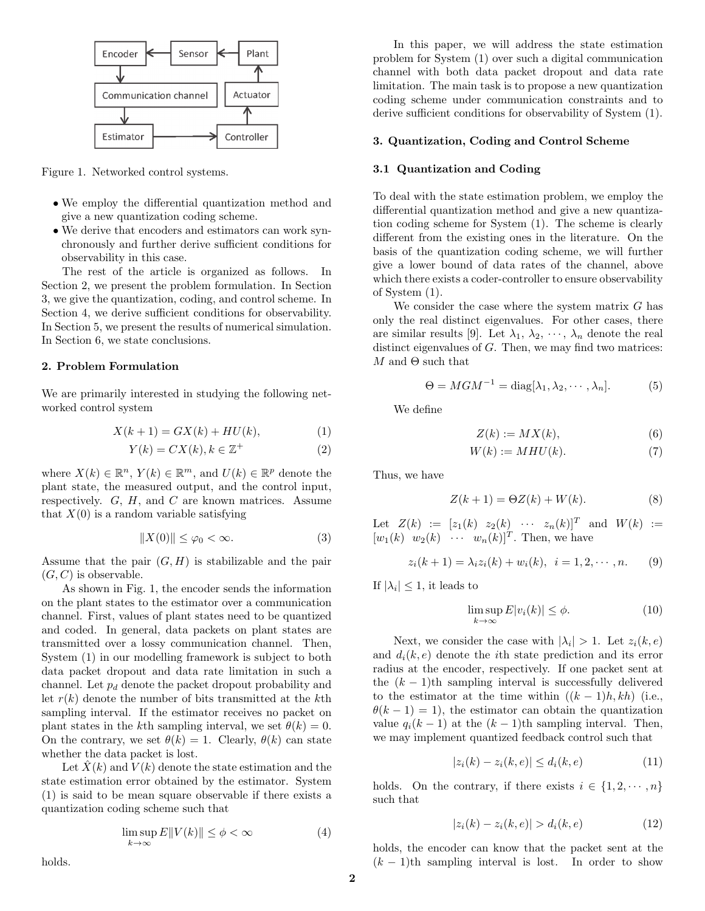Figure 1. Networked control systems.

- We employ the differential quantization method and give a new quantization coding scheme.
- We derive that encoders and estimators can work synchronously and further derive sufficient conditions for observability in this case.

The rest of the article is organized as follows. In Section 2, we present the problem formulation. In Section 3, we give the quantization, coding, and control scheme. In Section 4, we derive sufficient conditions for observability. In Section 5, we present the results of numerical simulation. In Section 6, we state conclusions.

## 2. Problem Formulation

We are primarily interested in studying the following networked control system

$$X(k+1) = GX(k) + HU(k), \tag{1}$$

$$Y(k) = CX(k), k \in \mathbb{Z}^+ \tag{2}$$

where $X(k) \in \mathbb{R}^n$, $Y(k) \in \mathbb{R}^m$, and $U(k) \in \mathbb{R}^p$ denote the plant state, the measured output, and the control input, respectively. $G$, $H$, and $C$ are known matrices. Assume that $X(0)$ is a random variable satisfying

$$\|X(0)\| \le \varphi_0 < \infty. \tag{3}$$

Assume that the pair $(G, H)$ is stabilizable and the pair $(G, C)$ is observable.

As shown in Fig. 1, the encoder sends the information on the plant states to the estimator over a communication channel. First, values of plant states need to be quantized and coded. In general, data packets on plant states are transmitted over a lossy communication channel. Then, System (1) in our modelling framework is subject to both data packet dropout and data rate limitation in such a channel. Let $p_d$ denote the packet dropout probability and let $r(k)$ denote the number of bits transmitted at the $k$th sampling interval. If the estimator receives no packet on plant states in the $k$th sampling interval, we set $\theta(k) = 0$. On the contrary, we set $\theta(k) = 1$. Clearly, $\theta(k)$ can state whether the data packet is lost.

Let $\hat{X}(k)$ and $V(k)$ denote the state estimation and the state estimation error obtained by the estimator. System (1) is said to be mean square observable if there exists a quantization coding scheme such that

$$\limsup_{k\to\infty} E\|V(k)\| \le \phi < \infty \tag{4}$$

holds.

In this paper, we will address the state estimation problem for System (1) over such a digital communication channel with both data packet dropout and data rate limitation. The main task is to propose a new quantization coding scheme under communication constraints and to derive sufficient conditions for observability of System (1).

## 3. Quantization, Coding and Control Scheme

### 3.1 Quantization and Coding

To deal with the state estimation problem, we employ the differential quantization method and give a new quantization coding scheme for System (1). The scheme is clearly different from the existing ones in the literature. On the basis of the quantization coding scheme, we will further give a lower bound of data rates of the channel, above which there exists a coder-controller to ensure observability of System (1).

We consider the case where the system matrix $G$ has only the real distinct eigenvalues. For other cases, there are similar results [9]. Let $\lambda_1, \lambda_2, \cdots, \lambda_n$ denote the real distinct eigenvalues of $G$. Then, we may find two matrices: $M$ and $\Theta$ such that

$$\Theta = MGM^{-1} = \text{diag}[\lambda_1, \lambda_2, \cdots, \lambda_n]. \tag{5}$$

We define

$$Z(k) := MX(k), \tag{6}$$

$$W(k) := MHU(k). \tag{7}$$

Thus, we have

$$Z(k+1) = \Theta Z(k) + W(k). \tag{8}$$

Let $Z(k) := [z_1(k) \;\; z_2(k) \;\; \cdots \;\; z_n(k)]^T$ and $W(k) := [w_1(k) \;\; w_2(k) \;\; \cdots \;\; w_n(k)]^T$. Then, we have

$$z_i(k+1) = \lambda_i z_i(k) + w_i(k), \;\; i = 1, 2, \cdots, n. \tag{9}$$

If $|\lambda_i| \le 1$, it leads to

$$\limsup_{k\to\infty} E|v_i(k)| \le \phi. \tag{10}$$

Next, we consider the case with $|\lambda_i| > 1$. Let $z_i(k, e)$ and $d_i(k, e)$ denote the $i$th state prediction and its error radius at the encoder, respectively. If one packet sent at the $(k-1)$th sampling interval is successfully delivered to the estimator at the time within $((k-1)h, kh)$ (i.e., $\theta(k-1) = 1$), the estimator can obtain the quantization value $q_i(k-1)$ at the $(k-1)$th sampling interval. Then, we may implement quantized feedback control such that

$$|z_i(k) - z_i(k, e)| \le d_i(k, e) \tag{11}$$

holds. On the contrary, if there exists $i \in \{1, 2, \cdots, n\}$ such that

$$|z_i(k) - z_i(k, e)| > d_i(k, e) \tag{12}$$

holds, the encoder can know that the packet sent at the $(k-1)$th sampling interval is lost. In order to show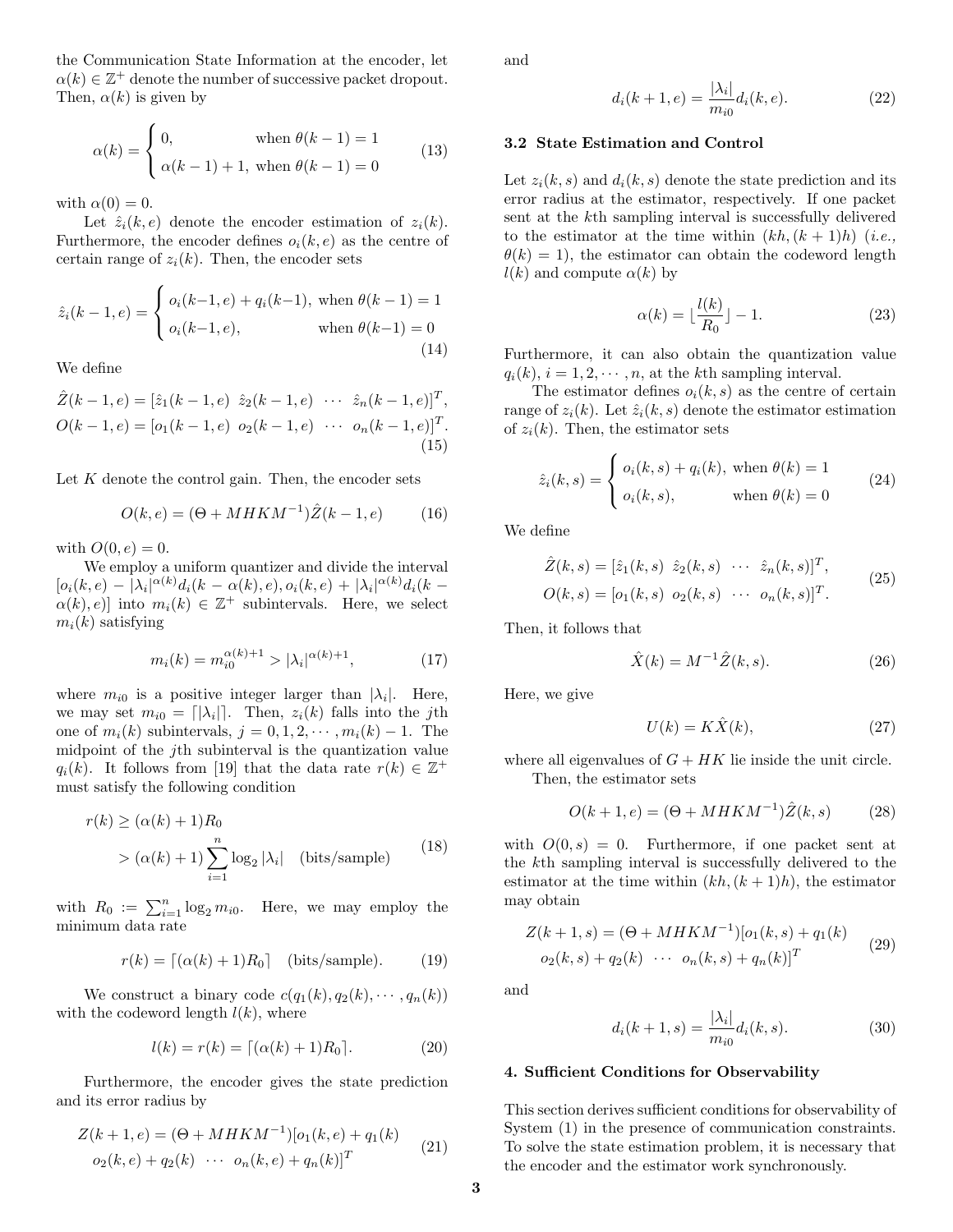the Communication State Information at the encoder, let $\alpha(k) \in \mathbb{Z}^+$ denote the number of successive packet dropout. Then, $\alpha(k)$ is given by

$$\alpha(k) = \begin{cases} 0, & \text{when } \theta(k-1) = 1 \\ \alpha(k-1) + 1, & \text{when } \theta(k-1) = 0 \end{cases} \tag{13}$$

with $\alpha(0) = 0$.

Let $\hat{z}_i(k, e)$ denote the encoder estimation of $z_i(k)$. Furthermore, the encoder defines $o_i(k, e)$ as the centre of certain range of $z_i(k)$. Then, the encoder sets

$$\hat{z}_i(k-1, e) = \begin{cases} o_i(k-1, e) + q_i(k-1), & \text{when } \theta(k-1) = 1 \\ o_i(k-1, e), & \text{when } \theta(k-1) = 0 \end{cases} \tag{14}$$

We define

$$\begin{aligned} \hat{Z}(k-1, e) &= [\hat{z}_1(k-1, e) \;\; \hat{z}_2(k-1, e) \;\; \cdots \;\; \hat{z}_n(k-1, e)]^T, \\ O(k-1, e) &= [o_1(k-1, e) \;\; o_2(k-1, e) \;\; \cdots \;\; o_n(k-1, e)]^T. \end{aligned} \tag{15}$$

Let $K$ denote the control gain. Then, the encoder sets

$$O(k, e) = (\Theta + MHKM^{-1})\hat{Z}(k-1, e) \tag{16}$$

with $O(0, e) = 0$.

We employ a uniform quantizer and divide the interval $[o_i(k, e) - |\lambda_i|^{\alpha(k)} d_i(k - \alpha(k), e), o_i(k, e) + |\lambda_i|^{\alpha(k)} d_i(k - \alpha(k), e)]$ into $m_i(k) \in \mathbb{Z}^+$ subintervals. Here, we select $m_i(k)$ satisfying

$$m_i(k) = m_{i0}^{\alpha(k)+1} > |\lambda_i|^{\alpha(k)+1}, \tag{17}$$

where $m_{i0}$ is a positive integer larger than $|\lambda_i|$. Here, we may set $m_{i0} = \lceil |\lambda_i| \rceil$. Then, $z_i(k)$ falls into the $j$th one of $m_i(k)$ subintervals, $j = 0, 1, 2, \cdots, m_i(k) - 1$. The midpoint of the $j$th subinterval is the quantization value $q_i(k)$. It follows from [19] that the data rate $r(k) \in \mathbb{Z}^+$ must satisfy the following condition

$$\begin{aligned} r(k) &\geq (\alpha(k) + 1)R_0 \\ &> (\alpha(k) + 1)\sum_{i=1}^{n} \log_2 |\lambda_i| \quad \text{(bits/sample)} \end{aligned} \tag{18}$$

with $R_0 := \sum_{i=1}^{n} \log_2 m_{i0}$. Here, we may employ the minimum data rate

$$r(k) = \lceil (\alpha(k) + 1)R_0 \rceil \quad \text{(bits/sample)}. \tag{19}$$

We construct a binary code $c(q_1(k), q_2(k), \cdots, q_n(k))$ with the codeword length $l(k)$, where

$$l(k) = r(k) = \lceil (\alpha(k) + 1)R_0 \rceil. \tag{20}$$

Furthermore, the encoder gives the state prediction and its error radius by

$$\begin{aligned} Z(k+1, e) = (\Theta + MHKM^{-1})[&o_1(k, e) + q_1(k) \\ &o_2(k, e) + q_2(k) \;\; \cdots \;\; o_n(k, e) + q_n(k)]^T \end{aligned} \tag{21}$$

and

$$d_i(k+1, e) = \frac{|\lambda_i|}{m_{i0}} d_i(k, e). \tag{22}$$

### 3.2 State Estimation and Control

Let $z_i(k, s)$ and $d_i(k, s)$ denote the state prediction and its error radius at the estimator, respectively. If one packet sent at the $k$th sampling interval is successfully delivered to the estimator at the time within $(kh, (k+1)h)$ (*i.e.*, $\theta(k) = 1$), the estimator can obtain the codeword length $l(k)$ and compute $\alpha(k)$ by

$$\alpha(k) = \lfloor \frac{l(k)}{R_0} \rfloor - 1. \tag{23}$$

Furthermore, it can also obtain the quantization value $q_i(k)$, $i = 1, 2, \cdots, n$, at the $k$th sampling interval.

The estimator defines $o_i(k, s)$ as the centre of certain range of $z_i(k)$. Let $\hat{z}_i(k, s)$ denote the estimator estimation of $z_i(k)$. Then, the estimator sets

$$\hat{z}_i(k, s) = \begin{cases} o_i(k, s) + q_i(k), & \text{when } \theta(k) = 1 \\ o_i(k, s), & \text{when } \theta(k) = 0 \end{cases} \tag{24}$$

We define

$$\begin{aligned} \hat{Z}(k, s) &= [\hat{z}_1(k, s) \;\; \hat{z}_2(k, s) \;\; \cdots \;\; \hat{z}_n(k, s)]^T, \\ O(k, s) &= [o_1(k, s) \;\; o_2(k, s) \;\; \cdots \;\; o_n(k, s)]^T. \end{aligned} \tag{25}$$

Then, it follows that

$$\hat{X}(k) = M^{-1}\hat{Z}(k, s). \tag{26}$$

Here, we give

$$U(k) = K\hat{X}(k), \tag{27}$$

where all eigenvalues of $G + HK$ lie inside the unit circle.

Then, the estimator sets

$$O(k+1, e) = (\Theta + MHKM^{-1})\hat{Z}(k, s) \tag{28}$$

with $O(0, s) = 0$. Furthermore, if one packet sent at the $k$th sampling interval is successfully delivered to the estimator at the time within $(kh, (k+1)h)$, the estimator may obtain

$$\begin{aligned} Z(k+1, s) = (\Theta + MHKM^{-1})[&o_1(k, s) + q_1(k) \\ &o_2(k, s) + q_2(k) \;\; \cdots \;\; o_n(k, s) + q_n(k)]^T \end{aligned} \tag{29}$$

and

$$d_i(k+1, s) = \frac{|\lambda_i|}{m_{i0}} d_i(k, s). \tag{30}$$

## 4. Sufficient Conditions for Observability

This section derives sufficient conditions for observability of System (1) in the presence of communication constraints. To solve the state estimation problem, it is necessary that the encoder and the estimator work synchronously.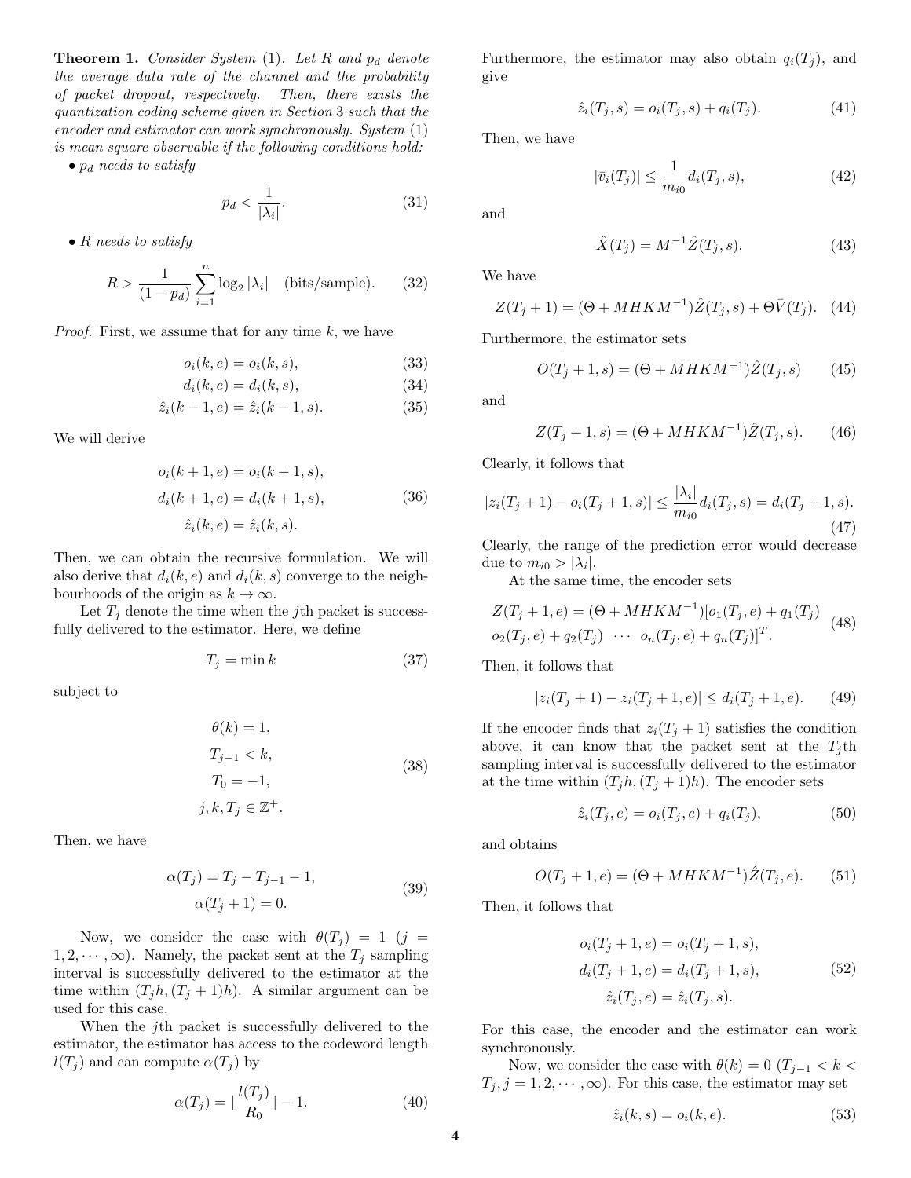**Theorem 1.** *Consider System (1). Let $R$ and $p_d$ denote the average data rate of the channel and the probability of packet dropout, respectively. Then, there exists the quantization coding scheme given in Section 3 such that the encoder and estimator can work synchronously. System (1) is mean square observable if the following conditions hold:*

- *$p_d$ needs to satisfy*

$$p_d < \frac{1}{|\lambda_i|}. \tag{31}$$

- *$R$ needs to satisfy*

$$R > \frac{1}{(1-p_d)} \sum_{i=1}^{n} \log_2 |\lambda_i| \quad \text{(bits/sample)}. \tag{32}$$

*Proof.* First, we assume that for any time $k$, we have

$$o_i(k,e) = o_i(k,s), \tag{33}$$

$$d_i(k,e) = d_i(k,s), \tag{34}$$

$$\hat{z}_i(k-1,e) = \hat{z}_i(k-1,s). \tag{35}$$

We will derive

$$\begin{aligned} o_i(k+1,e) &= o_i(k+1,s), \\ d_i(k+1,e) &= d_i(k+1,s), \\ \hat{z}_i(k,e) &= \hat{z}_i(k,s). \end{aligned} \tag{36}$$

Then, we can obtain the recursive formulation. We will also derive that $d_i(k,e)$ and $d_i(k,s)$ converge to the neighbourhoods of the origin as $k \to \infty$.

Let $T_j$ denote the time when the $j$th packet is successfully delivered to the estimator. Here, we define

$$T_j = \min k \tag{37}$$

subject to

$$\begin{aligned} &\theta(k) = 1, \\ &T_{j-1} < k, \\ &T_0 = -1, \\ &j, k, T_j \in \mathbb{Z}^+. \end{aligned} \tag{38}$$

Then, we have

$$\begin{aligned} \alpha(T_j) &= T_j - T_{j-1} - 1, \\ \alpha(T_j+1) &= 0. \end{aligned} \tag{39}$$

Now, we consider the case with $\theta(T_j) = 1$ ($j = 1, 2, \cdots, \infty$). Namely, the packet sent at the $T_j$ sampling interval is successfully delivered to the estimator at the time within $(T_j h, (T_j+1)h)$. A similar argument can be used for this case.

When the $j$th packet is successfully delivered to the estimator, the estimator has access to the codeword length $l(T_j)$ and can compute $\alpha(T_j)$ by

$$\alpha(T_j) = \lfloor \frac{l(T_j)}{R_0} \rfloor - 1. \tag{40}$$

Furthermore, the estimator may also obtain $q_i(T_j)$, and give

$$\hat{z}_i(T_j,s) = o_i(T_j,s) + q_i(T_j). \tag{41}$$

Then, we have

$$|\bar{v}_i(T_j)| \leq \frac{1}{m_{i0}} d_i(T_j,s), \tag{42}$$

and

$$\hat{X}(T_j) = M^{-1}\hat{Z}(T_j,s). \tag{43}$$

We have

$$Z(T_j+1) = (\Theta + MHKM^{-1})\hat{Z}(T_j,s) + \Theta\bar{V}(T_j). \tag{44}$$

Furthermore, the estimator sets

$$O(T_j+1,s) = (\Theta + MHKM^{-1})\hat{Z}(T_j,s) \tag{45}$$

and

$$Z(T_j+1,s) = (\Theta + MHKM^{-1})\hat{Z}(T_j,s). \tag{46}$$

Clearly, it follows that

$$|z_i(T_j+1) - o_i(T_j+1,s)| \leq \frac{|\lambda_i|}{m_{i0}} d_i(T_j,s) = d_i(T_j+1,s). \tag{47}$$

Clearly, the range of the prediction error would decrease due to $m_{i0} > |\lambda_i|$.

At the same time, the encoder sets

$$\begin{aligned} Z(T_j+1,e) = (\Theta + MHKM^{-1})[&o_1(T_j,e) + q_1(T_j) \\ o_2(T_j,e) + q_2(T_j) \ \cdots \ &o_n(T_j,e) + q_n(T_j)]^T. \end{aligned} \tag{48}$$

Then, it follows that

$$|z_i(T_j+1) - z_i(T_j+1,e)| \leq d_i(T_j+1,e). \tag{49}$$

If the encoder finds that $z_i(T_j+1)$ satisfies the condition above, it can know that the packet sent at the $T_j$th sampling interval is successfully delivered to the estimator at the time within $(T_j h, (T_j+1)h)$. The encoder sets

$$\hat{z}_i(T_j,e) = o_i(T_j,e) + q_i(T_j), \tag{50}$$

and obtains

$$O(T_j+1,e) = (\Theta + MHKM^{-1})\hat{Z}(T_j,e). \tag{51}$$

Then, it follows that

$$\begin{aligned} o_i(T_j+1,e) &= o_i(T_j+1,s), \\ d_i(T_j+1,e) &= d_i(T_j+1,s), \\ \hat{z}_i(T_j,e) &= \hat{z}_i(T_j,s). \end{aligned} \tag{52}$$

For this case, the encoder and the estimator can work synchronously.

Now, we consider the case with $\theta(k) = 0$ ($T_{j-1} < k < T_j, j = 1, 2, \cdots, \infty$). For this case, the estimator may set

$$\hat{z}_i(k,s) = o_i(k,e). \tag{53}$$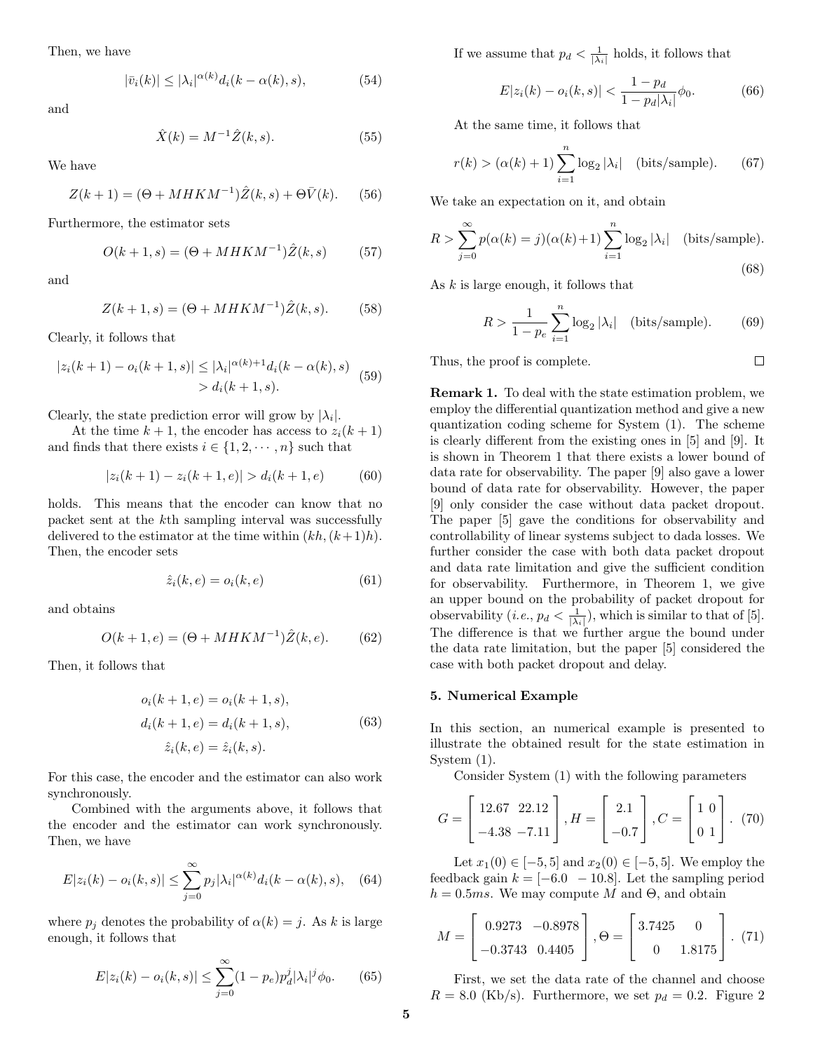Then, we have

$$|\bar{v}_i(k)| \leq |\lambda_i|^{\alpha(k)} d_i(k-\alpha(k), s), \tag{54}$$

and

$$\hat{X}(k) = M^{-1}\hat{Z}(k,s). \tag{55}$$

We have

$$Z(k+1) = (\Theta + MHKM^{-1})\hat{Z}(k,s) + \Theta\bar{V}(k). \tag{56}$$

Furthermore, the estimator sets

$$O(k+1,s) = (\Theta + MHKM^{-1})\hat{Z}(k,s) \tag{57}$$

and

$$Z(k+1,s) = (\Theta + MHKM^{-1})\hat{Z}(k,s). \tag{58}$$

Clearly, it follows that

$$\begin{aligned} |z_i(k+1) - o_i(k+1,s)| &\leq |\lambda_i|^{\alpha(k)+1} d_i(k-\alpha(k), s) \\ &> d_i(k+1,s). \end{aligned} \tag{59}$$

Clearly, the state prediction error will grow by $|\lambda_i|$.

At the time $k+1$, the encoder has access to $z_i(k+1)$ and finds that there exists $i \in \{1, 2, \cdots, n\}$ such that

$$|z_i(k+1) - z_i(k+1,e)| > d_i(k+1,e) \tag{60}$$

holds. This means that the encoder can know that no packet sent at the $k$th sampling interval was successfully delivered to the estimator at the time within $(kh, (k+1)h)$. Then, the encoder sets

$$\hat{z}_i(k,e) = o_i(k,e) \tag{61}$$

and obtains

$$O(k+1,e) = (\Theta + MHKM^{-1})\hat{Z}(k,e). \tag{62}$$

Then, it follows that

$$\begin{aligned} o_i(k+1,e) &= o_i(k+1,s), \\ d_i(k+1,e) &= d_i(k+1,s), \\ \hat{z}_i(k,e) &= \hat{z}_i(k,s). \end{aligned} \tag{63}$$

For this case, the encoder and the estimator can also work synchronously.

Combined with the arguments above, it follows that the encoder and the estimator can work synchronously. Then, we have

$$E|z_i(k) - o_i(k,s)| \leq \sum_{j=0}^{\infty} p_j |\lambda_i|^{\alpha(k)} d_i(k-\alpha(k), s), \tag{64}$$

where $p_j$ denotes the probability of $\alpha(k) = j$. As $k$ is large enough, it follows that

$$E|z_i(k) - o_i(k,s)| \leq \sum_{j=0}^{\infty} (1-p_e) p_d^j |\lambda_i|^j \phi_0. \tag{65}$$

If we assume that $p_d < \frac{1}{|\lambda_i|}$ holds, it follows that

$$E|z_i(k) - o_i(k,s)| < \frac{1-p_d}{1-p_d|\lambda_i|}\phi_0. \tag{66}$$

At the same time, it follows that

$$r(k) > (\alpha(k)+1)\sum_{i=1}^{n} \log_2 |\lambda_i| \quad \text{(bits/sample)}. \tag{67}$$

We take an expectation on it, and obtain

$$R > \sum_{j=0}^{\infty} p(\alpha(k)=j)(\alpha(k)+1)\sum_{i=1}^{n} \log_2 |\lambda_i| \quad \text{(bits/sample)}. \tag{68}$$

As $k$ is large enough, it follows that

$$R > \frac{1}{1-p_e}\sum_{i=1}^{n} \log_2 |\lambda_i| \quad \text{(bits/sample)}. \tag{69}$$

Thus, the proof is complete. □

**Remark 1.** To deal with the state estimation problem, we employ the differential quantization method and give a new quantization coding scheme for System (1). The scheme is clearly different from the existing ones in [5] and [9]. It is shown in Theorem 1 that there exists a lower bound of data rate for observability. The paper [9] also gave a lower bound of data rate for observability. However, the paper [9] only consider the case without data packet dropout. The paper [5] gave the conditions for observability and controllability of linear systems subject to dada losses. We further consider the case with both data packet dropout and data rate limitation and give the sufficient condition for observability. Furthermore, in Theorem 1, we give an upper bound on the probability of packet dropout for observability (*i.e.*, $p_d < \frac{1}{|\lambda_i|}$), which is similar to that of [5]. The difference is that we further argue the bound under the data rate limitation, but the paper [5] considered the case with both packet dropout and delay.

## 5. Numerical Example

In this section, an numerical example is presented to illustrate the obtained result for the state estimation in System (1).

Consider System (1) with the following parameters

$$G = \begin{bmatrix} 12.67 & 22.12 \\ -4.38 & -7.11 \end{bmatrix}, H = \begin{bmatrix} 2.1 \\ -0.7 \end{bmatrix}, C = \begin{bmatrix} 1 & 0 \\ 0 & 1 \end{bmatrix}. \tag{70}$$

Let $x_1(0) \in [-5, 5]$ and $x_2(0) \in [-5, 5]$. We employ the feedback gain $k = [-6.0 \;\; -10.8]$. Let the sampling period $h = 0.5ms$. We may compute $M$ and $\Theta$, and obtain

$$M = \begin{bmatrix} 0.9273 & -0.8978 \\ -0.3743 & 0.4405 \end{bmatrix}, \Theta = \begin{bmatrix} 3.7425 & 0 \\ 0 & 1.8175 \end{bmatrix}. \tag{71}$$

First, we set the data rate of the channel and choose $R = 8.0$ (Kb/s). Furthermore, we set $p_d = 0.2$. Figure 2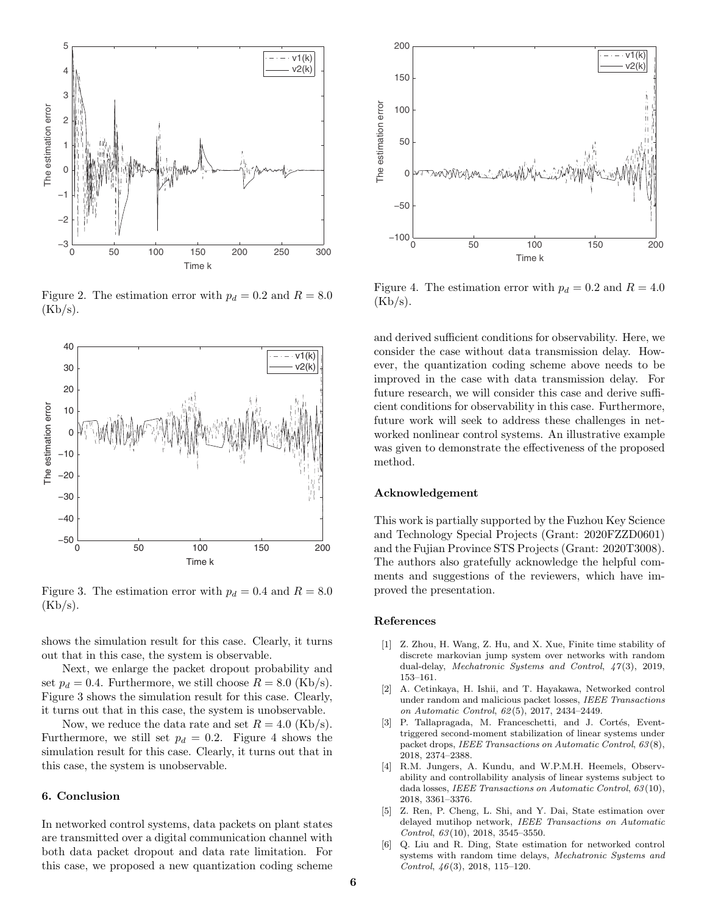Figure 2. The estimation error with $p_d = 0.2$ and $R = 8.0$ (Kb/s).

Figure 3. The estimation error with $p_d = 0.4$ and $R = 8.0$ (Kb/s).

shows the simulation result for this case. Clearly, it turns out that in this case, the system is observable.

Next, we enlarge the packet dropout probability and set $p_d = 0.4$. Furthermore, we still choose $R = 8.0$ (Kb/s). Figure 3 shows the simulation result for this case. Clearly, it turns out that in this case, the system is unobservable.

Now, we reduce the data rate and set $R = 4.0$ (Kb/s). Furthermore, we still set $p_d = 0.2$. Figure 4 shows the simulation result for this case. Clearly, it turns out that in this case, the system is unobservable.

## 6. Conclusion

In networked control systems, data packets on plant states are transmitted over a digital communication channel with both data packet dropout and data rate limitation. For this case, we proposed a new quantization coding scheme and derived sufficient conditions for observability. Here, we consider the case without data transmission delay. However, the quantization coding scheme above needs to be improved in the case with data transmission delay. For future research, we will consider this case and derive sufficient conditions for observability in this case. Furthermore, future work will seek to address these challenges in networked nonlinear control systems. An illustrative example was given to demonstrate the effectiveness of the proposed method.

Figure 4. The estimation error with $p_d = 0.2$ and $R = 4.0$ (Kb/s).

## Acknowledgement

This work is partially supported by the Fuzhou Key Science and Technology Special Projects (Grant: 2020FZZD0601) and the Fujian Province STS Projects (Grant: 2020T3008). The authors also gratefully acknowledge the helpful comments and suggestions of the reviewers, which have improved the presentation.

## References

[1] Z. Zhou, H. Wang, Z. Hu, and X. Xue, Finite time stability of discrete markovian jump system over networks with random dual-delay, *Mechatronic Systems and Control*, *47*(3), 2019, 153–161.

[2] A. Cetinkaya, H. Ishii, and T. Hayakawa, Networked control under random and malicious packet losses, *IEEE Transactions on Automatic Control*, *62*(5), 2017, 2434–2449.

[3] P. Tallapragada, M. Franceschetti, and J. Cortés, Event-triggered second-moment stabilization of linear systems under packet drops, *IEEE Transactions on Automatic Control*, *63*(8), 2018, 2374–2388.

[4] R.M. Jungers, A. Kundu, and W.P.M.H. Heemels, Observability and controllability analysis of linear systems subject to dada losses, *IEEE Transactions on Automatic Control*, *63*(10), 2018, 3361–3376.

[5] Z. Ren, P. Cheng, L. Shi, and Y. Dai, State estimation over delayed mutihop network, *IEEE Transactions on Automatic Control*, *63*(10), 2018, 3545–3550.

[6] Q. Liu and R. Ding, State estimation for networked control systems with random time delays, *Mechatronic Systems and Control*, *46*(3), 2018, 115–120.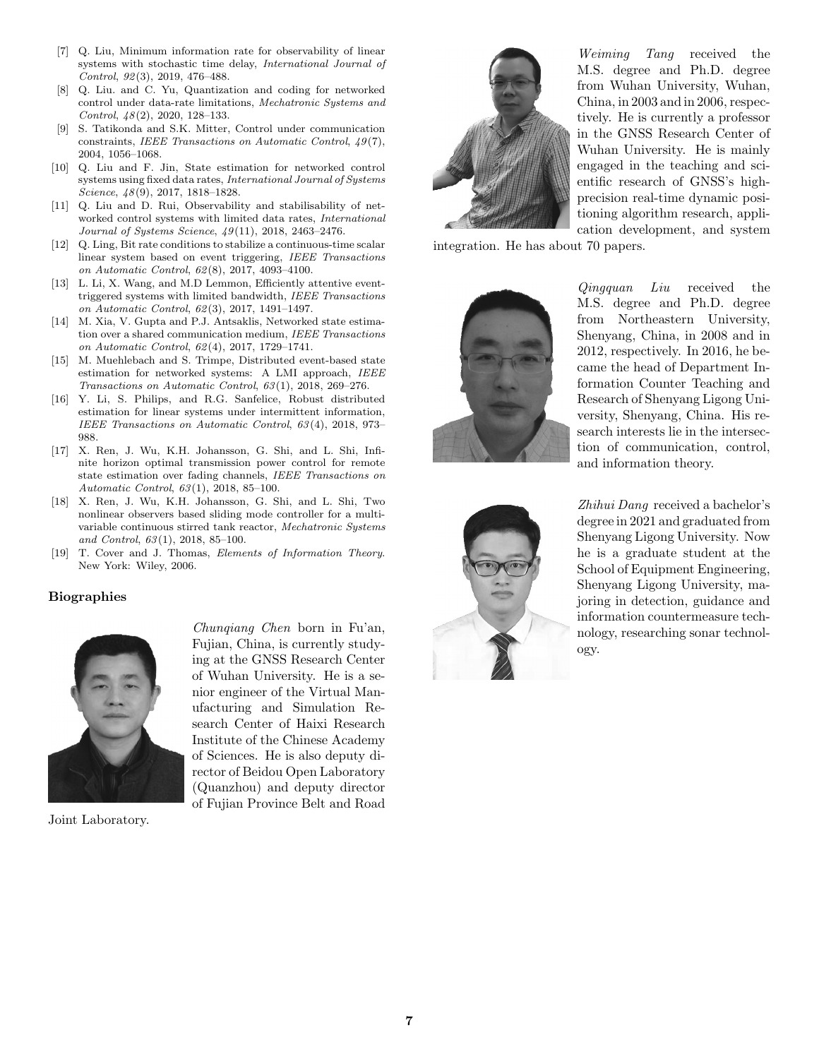[7] Q. Liu, Minimum information rate for observability of linear systems with stochastic time delay, *International Journal of Control*, *92*(3), 2019, 476–488.

[8] Q. Liu. and C. Yu, Quantization and coding for networked control under data-rate limitations, *Mechatronic Systems and Control*, *48*(2), 2020, 128–133.

[9] S. Tatikonda and S.K. Mitter, Control under communication constraints, *IEEE Transactions on Automatic Control*, *49*(7), 2004, 1056–1068.

[10] Q. Liu and F. Jin, State estimation for networked control systems using fixed data rates, *International Journal of Systems Science*, *48*(9), 2017, 1818–1828.

[11] Q. Liu and D. Rui, Observability and stabilisability of networked control systems with limited data rates, *International Journal of Systems Science*, *49*(11), 2018, 2463–2476.

[12] Q. Ling, Bit rate conditions to stabilize a continuous-time scalar linear system based on event triggering, *IEEE Transactions on Automatic Control*, *62*(8), 2017, 4093–4100.

[13] L. Li, X. Wang, and M.D Lemmon, Efficiently attentive event-triggered systems with limited bandwidth, *IEEE Transactions on Automatic Control*, *62*(3), 2017, 1491–1497.

[14] M. Xia, V. Gupta and P.J. Antsaklis, Networked state estimation over a shared communication medium, *IEEE Transactions on Automatic Control*, *62*(4), 2017, 1729–1741.

[15] M. Muehlebach and S. Trimpe, Distributed event-based state estimation for networked systems: A LMI approach, *IEEE Transactions on Automatic Control*, *63*(1), 2018, 269–276.

[16] Y. Li, S. Philips, and R.G. Sanfelice, Robust distributed estimation for linear systems under intermittent information, *IEEE Transactions on Automatic Control*, *63*(4), 2018, 973–988.

[17] X. Ren, J. Wu, K.H. Johansson, G. Shi, and L. Shi, Infinite horizon optimal transmission power control for remote state estimation over fading channels, *IEEE Transactions on Automatic Control*, *63*(1), 2018, 85–100.

[18] X. Ren, J. Wu, K.H. Johansson, G. Shi, and L. Shi, Two nonlinear observers based sliding mode controller for a multivariable continuous stirred tank reactor, *Mechatronic Systems and Control*, *63*(1), 2018, 85–100.

[19] T. Cover and J. Thomas, *Elements of Information Theory*. New York: Wiley, 2006.

## Biographies

*Chunqiang Chen* born in Fu'an, Fujian, China, is currently studying at the GNSS Research Center of Wuhan University. He is a senior engineer of the Virtual Manufacturing and Simulation Research Center of Haixi Research Institute of the Chinese Academy of Sciences. He is also deputy director of Beidou Open Laboratory (Quanzhou) and deputy director of Fujian Province Belt and Road Joint Laboratory.

*Weiming Tang* received the M.S. degree and Ph.D. degree from Wuhan University, Wuhan, China, in 2003 and in 2006, respectively. He is currently a professor in the GNSS Research Center of Wuhan University. He is mainly engaged in the teaching and scientific research of GNSS's high-precision real-time dynamic positioning algorithm research, application development, and system integration. He has about 70 papers.

*Qingquan Liu* received the M.S. degree and Ph.D. degree from Northeastern University, Shenyang, China, in 2008 and in 2012, respectively. In 2016, he became the head of Department Information Counter Teaching and Research of Shenyang Ligong University, Shenyang, China. His research interests lie in the intersection of communication, control, and information theory.

*Zhihui Dang* received a bachelor's degree in 2021 and graduated from Shenyang Ligong University. Now he is a graduate student at the School of Equipment Engineering, Shenyang Ligong University, majoring in detection, guidance and information countermeasure technology, researching sonar technology.